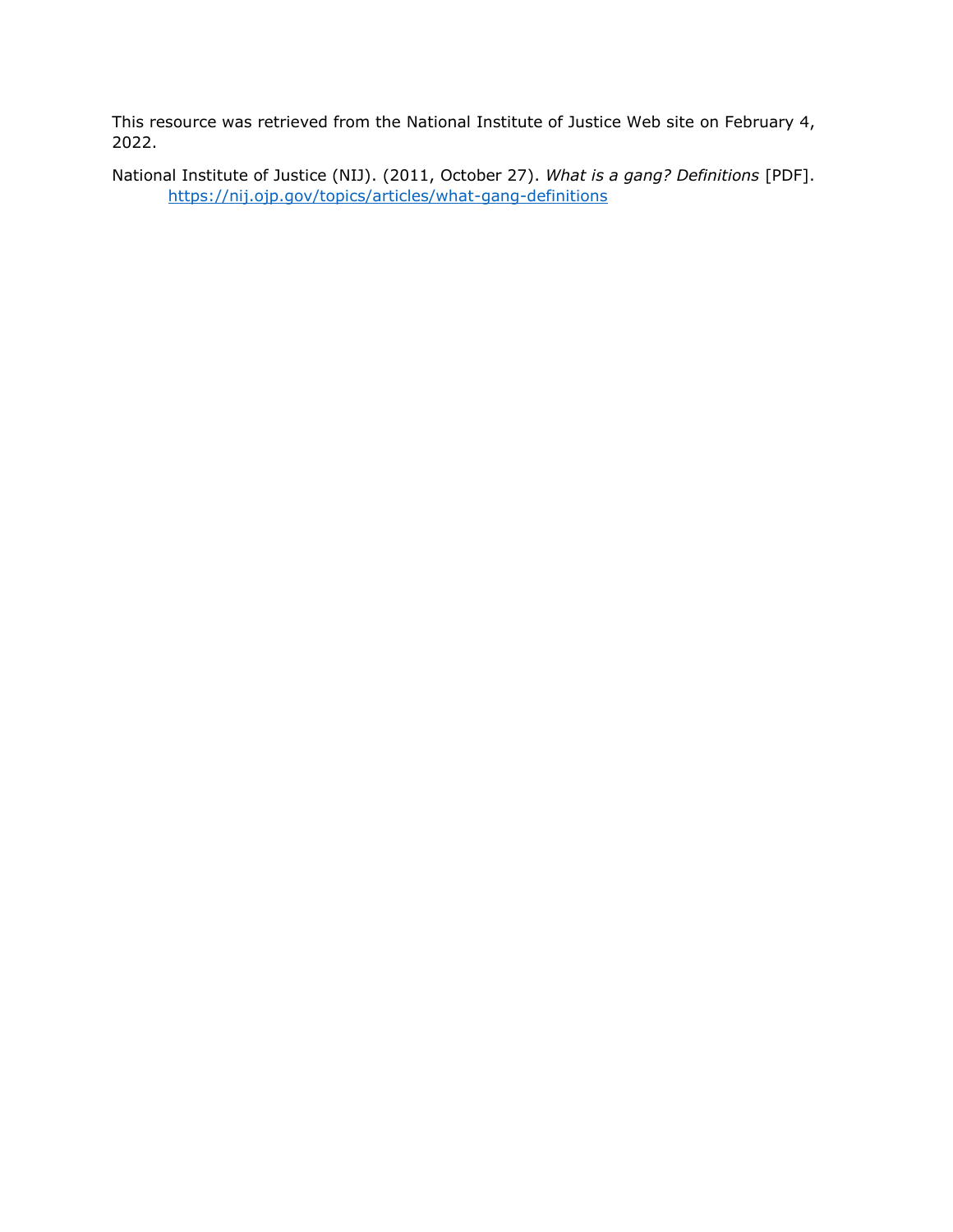This resource was retrieved from the National Institute of Justice Web site on February 4, 2022.

National Institute of Justice (NIJ). (2011, October 27). *What is a gang? Definitions* [PDF]. https://nij.ojp.gov/topics/articles/what-gang-definitions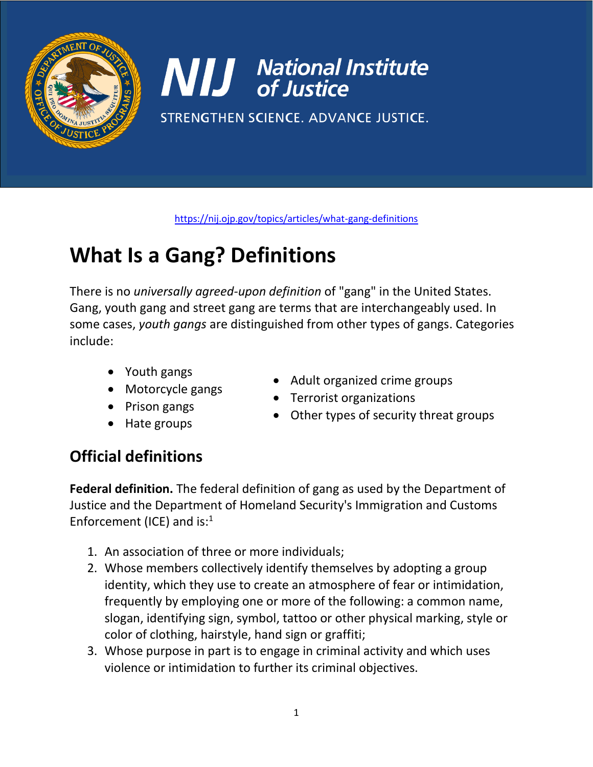https://nij.ojp.gov/topics/articles/what-gang-definitions

# What Is a Gang? Definitions

There is no *universally agreed-upon definition* of "gang" in the United States. Gang, youth gang and street gang are terms that are interchangeably used. In some cases, *youth gangs* are distinguished from other types of gangs. Categories include:

- Youth gangs
- Motorcycle gangs
- Prison gangs
- Hate groups
- Adult organized crime groups
- Terrorist organizations
- Other types of security threat groups

## Official definitions

**Federal definition.** The federal definition of gang as used by the Department of Justice and the Department of Homeland Security's Immigration and Customs Enforcement (ICE) and is:[1]

1. An association of three or more individuals;
2. Whose members collectively identify themselves by adopting a group identity, which they use to create an atmosphere of fear or intimidation, frequently by employing one or more of the following: a common name, slogan, identifying sign, symbol, tattoo or other physical marking, style or color of clothing, hairstyle, hand sign or graffiti;
3. Whose purpose in part is to engage in criminal activity and which uses violence or intimidation to further its criminal objectives.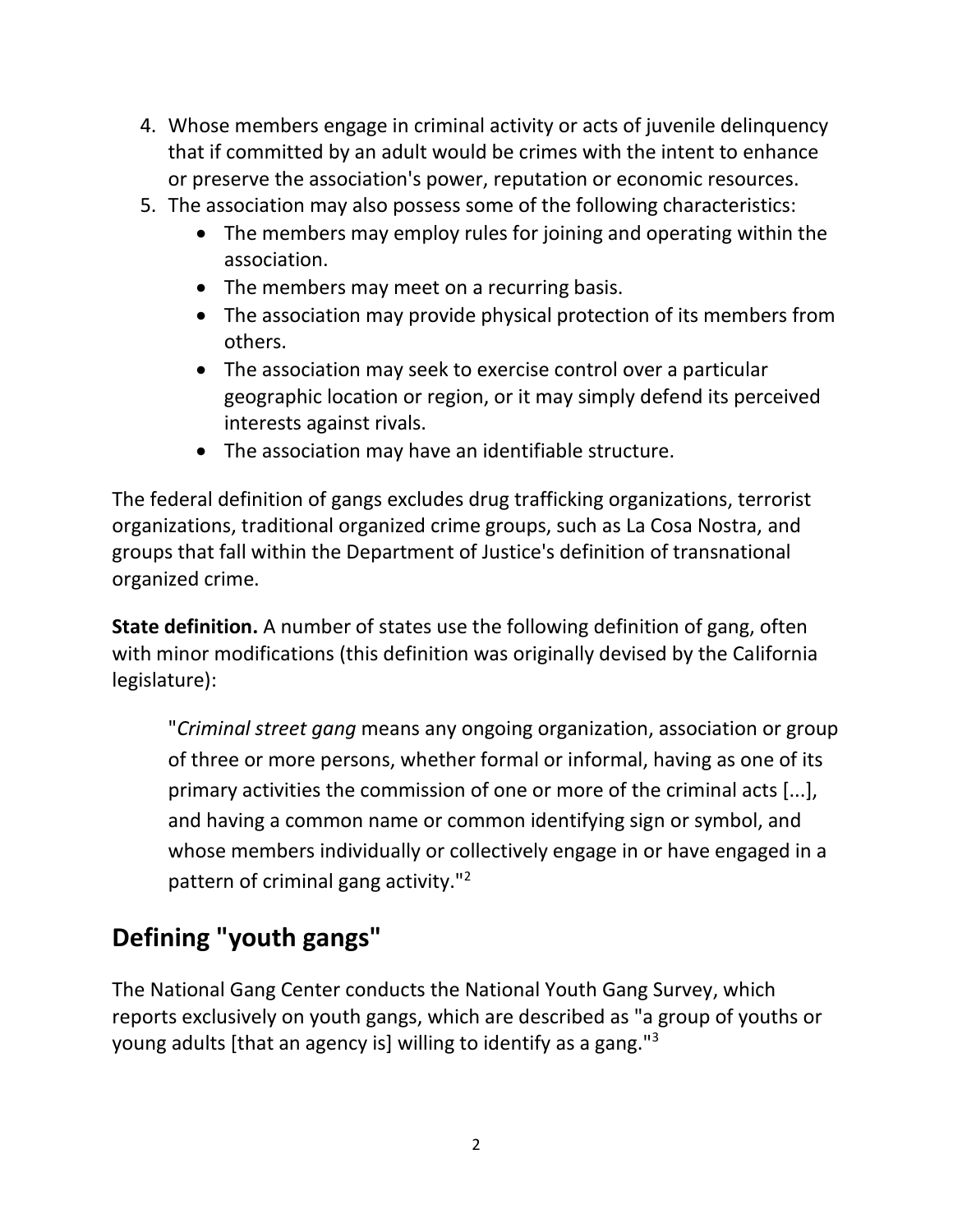4. Whose members engage in criminal activity or acts of juvenile delinquency that if committed by an adult would be crimes with the intent to enhance or preserve the association's power, reputation or economic resources.
5. The association may also possess some of the following characteristics:
    - The members may employ rules for joining and operating within the association.
    - The members may meet on a recurring basis.
    - The association may provide physical protection of its members from others.
    - The association may seek to exercise control over a particular geographic location or region, or it may simply defend its perceived interests against rivals.
    - The association may have an identifiable structure.

The federal definition of gangs excludes drug trafficking organizations, terrorist organizations, traditional organized crime groups, such as La Cosa Nostra, and groups that fall within the Department of Justice's definition of transnational organized crime.

**State definition.** A number of states use the following definition of gang, often with minor modifications (this definition was originally devised by the California legislature):

> "*Criminal street gang* means any ongoing organization, association or group of three or more persons, whether formal or informal, having as one of its primary activities the commission of one or more of the criminal acts [...], and having a common name or common identifying sign or symbol, and whose members individually or collectively engage in or have engaged in a pattern of criminal gang activity."[2]

## Defining "youth gangs"

The National Gang Center conducts the National Youth Gang Survey, which reports exclusively on youth gangs, which are described as "a group of youths or young adults [that an agency is] willing to identify as a gang."[3]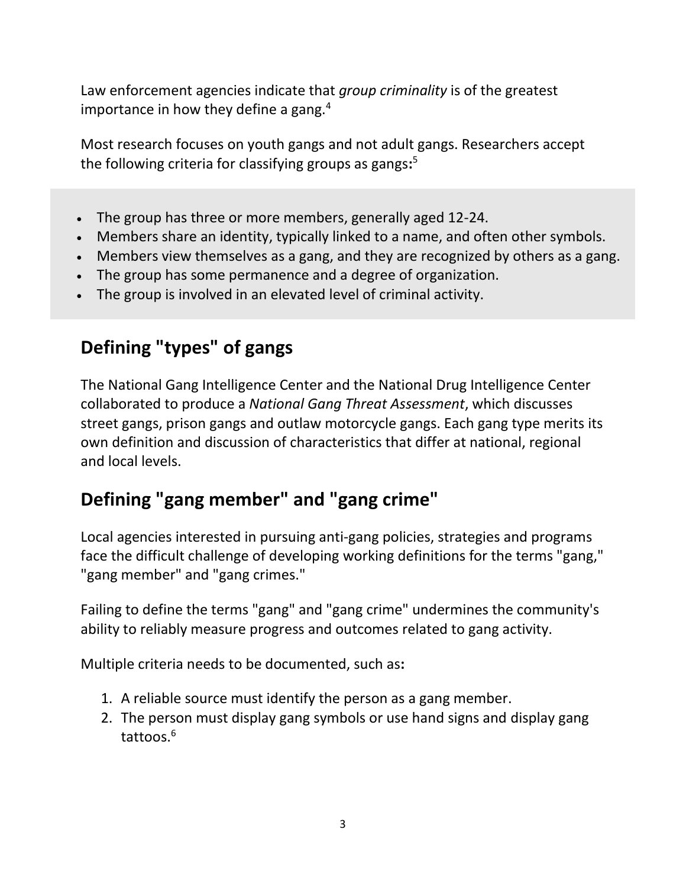Law enforcement agencies indicate that *group criminality* is of the greatest importance in how they define a gang.[4]

Most research focuses on youth gangs and not adult gangs. Researchers accept the following criteria for classifying groups as gangs**:**[5]

- The group has three or more members, generally aged 12-24.
- Members share an identity, typically linked to a name, and often other symbols.
- Members view themselves as a gang, and they are recognized by others as a gang.
- The group has some permanence and a degree of organization.
- The group is involved in an elevated level of criminal activity.

## Defining "types" of gangs

The National Gang Intelligence Center and the National Drug Intelligence Center collaborated to produce a *National Gang Threat Assessment*, which discusses street gangs, prison gangs and outlaw motorcycle gangs. Each gang type merits its own definition and discussion of characteristics that differ at national, regional and local levels.

## Defining "gang member" and "gang crime"

Local agencies interested in pursuing anti-gang policies, strategies and programs face the difficult challenge of developing working definitions for the terms "gang," "gang member" and "gang crimes."

Failing to define the terms "gang" and "gang crime" undermines the community's ability to reliably measure progress and outcomes related to gang activity.

Multiple criteria needs to be documented, such as**:**

1. A reliable source must identify the person as a gang member.
2. The person must display gang symbols or use hand signs and display gang tattoos.[6]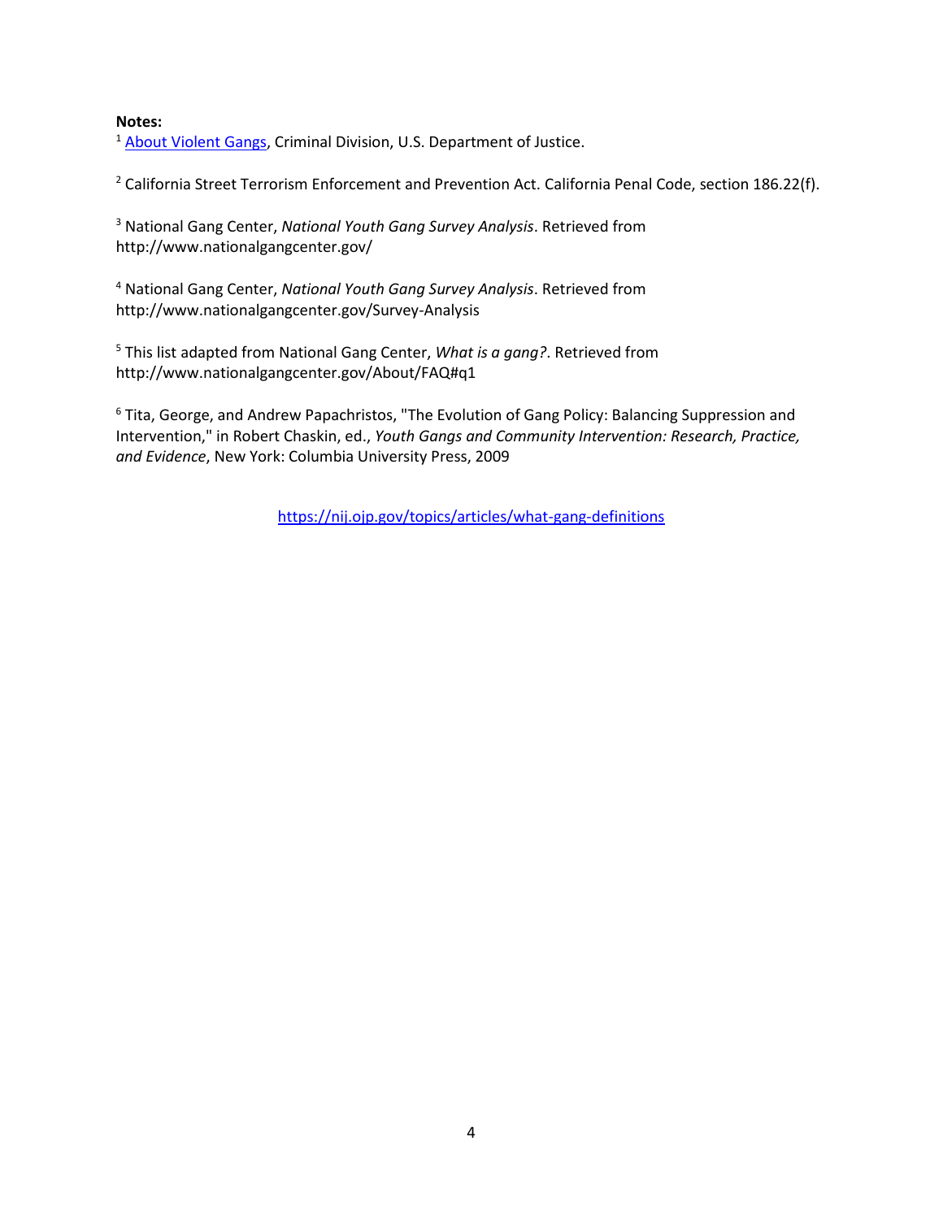**Notes:**

[1] About Violent Gangs, Criminal Division, U.S. Department of Justice.

[2] California Street Terrorism Enforcement and Prevention Act. California Penal Code, section 186.22(f).

[3] National Gang Center, *National Youth Gang Survey Analysis*. Retrieved from http://www.nationalgangcenter.gov/

[4] National Gang Center, *National Youth Gang Survey Analysis*. Retrieved from http://www.nationalgangcenter.gov/Survey-Analysis

[5] This list adapted from National Gang Center, *What is a gang?*. Retrieved from http://www.nationalgangcenter.gov/About/FAQ#q1

[6] Tita, George, and Andrew Papachristos, "The Evolution of Gang Policy: Balancing Suppression and Intervention," in Robert Chaskin, ed., *Youth Gangs and Community Intervention: Research, Practice, and Evidence*, New York: Columbia University Press, 2009

https://nij.ojp.gov/topics/articles/what-gang-definitions